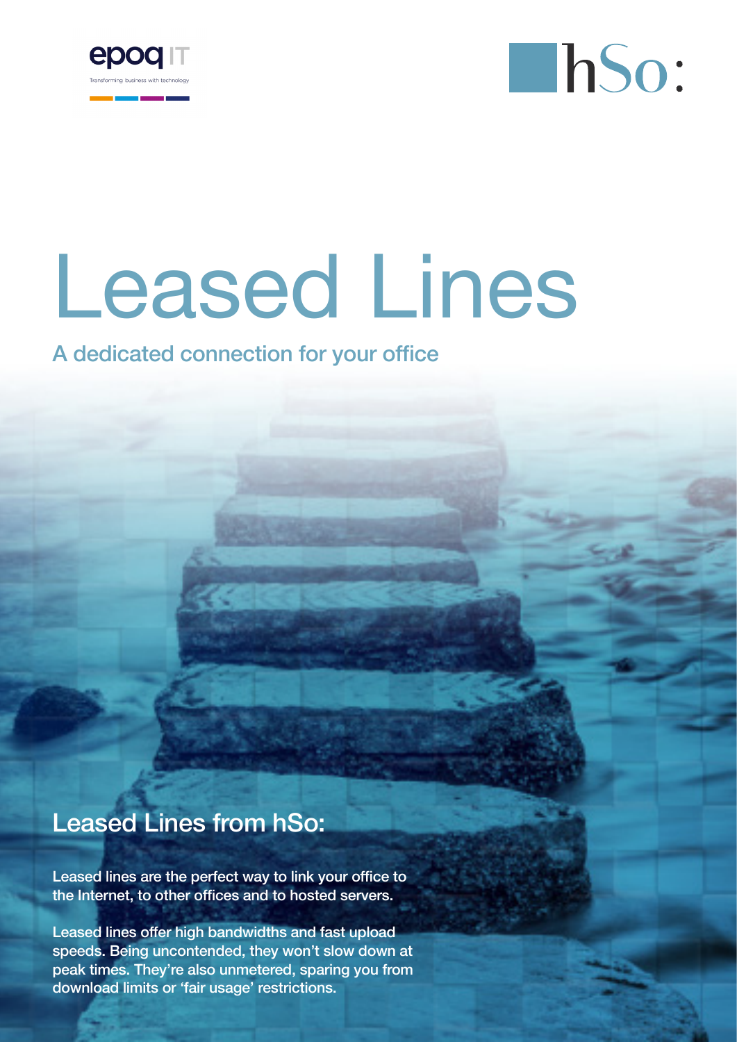epoq IT

Transforming business with technology

hSo:

# Leased Lines

A dedicated connection for your office

## Leased Lines from hSo:

Leased lines are the perfect way to link your office to the Internet, to other offices and to hosted servers.

Leased lines offer high bandwidths and fast upload speeds. Being uncontended, they won't slow down at peak times. They're also unmetered, sparing you from download limits or 'fair usage' restrictions.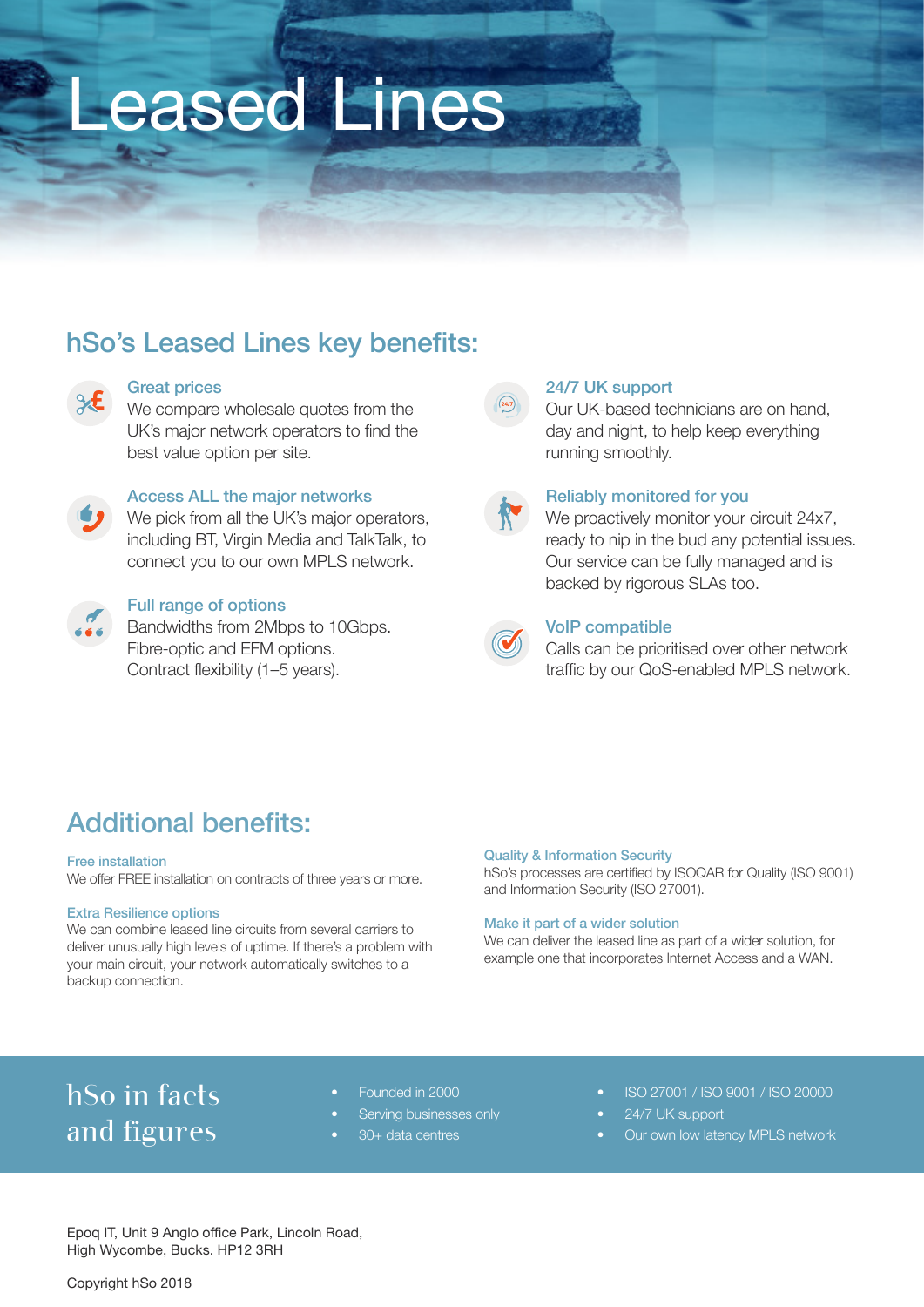# Leased Lines

## hSo's Leased Lines key benefits:

### Great prices
We compare wholesale quotes from the UK's major network operators to find the best value option per site.

### Access ALL the major networks
We pick from all the UK's major operators, including BT, Virgin Media and TalkTalk, to connect you to our own MPLS network.

### Full range of options
Bandwidths from 2Mbps to 10Gbps. Fibre-optic and EFM options. Contract flexibility (1–5 years).

### 24/7 UK support
Our UK-based technicians are on hand, day and night, to help keep everything running smoothly.

### Reliably monitored for you
We proactively monitor your circuit 24x7, ready to nip in the bud any potential issues. Our service can be fully managed and is backed by rigorous SLAs too.

### VoIP compatible
Calls can be prioritised over other network traffic by our QoS-enabled MPLS network.

## Additional benefits:

**Free installation**
We offer FREE installation on contracts of three years or more.

**Extra Resilience options**
We can combine leased line circuits from several carriers to deliver unusually high levels of uptime. If there's a problem with your main circuit, your network automatically switches to a backup connection.

**Quality & Information Security**
hSo's processes are certified by ISOQAR for Quality (ISO 9001) and Information Security (ISO 27001).

**Make it part of a wider solution**
We can deliver the leased line as part of a wider solution, for example one that incorporates Internet Access and a WAN.

## hSo in facts and figures

- Founded in 2000
- Serving businesses only
- 30+ data centres
- ISO 27001 / ISO 9001 / ISO 20000
- 24/7 UK support
- Our own low latency MPLS network

Epoq IT, Unit 9 Anglo office Park, Lincoln Road,
High Wycombe, Bucks. HP12 3RH

Copyright hSo 2018